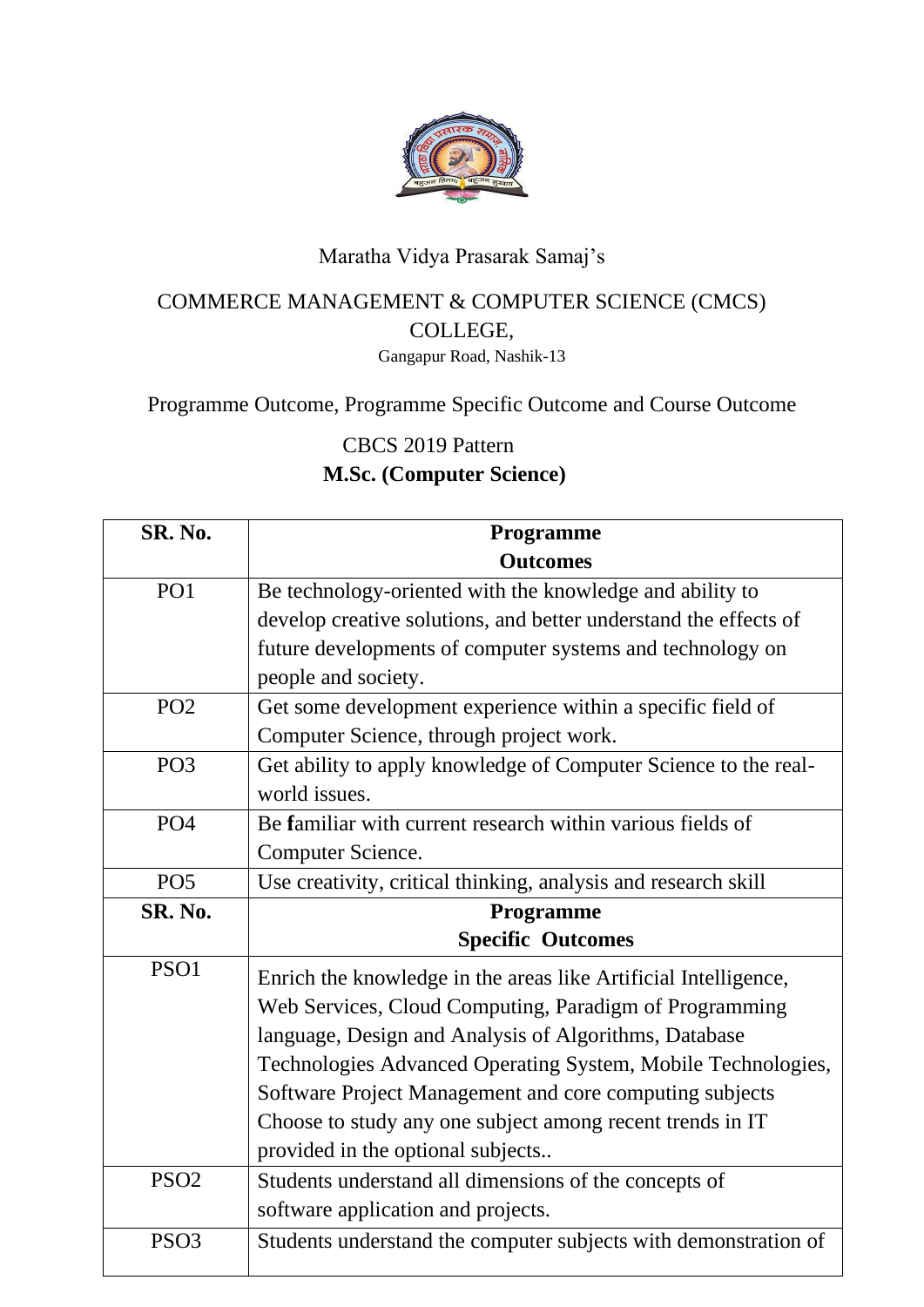Maratha Vidya Prasarak Samaj's

# COMMERCE MANAGEMENT & COMPUTER SCIENCE (CMCS) COLLEGE,

Gangapur Road, Nashik-13

Programme Outcome, Programme Specific Outcome and Course Outcome

CBCS 2019 Pattern

**M.Sc. (Computer Science)**

| SR. No. | Programme Outcomes |
|---|---|
| PO1 | Be technology-oriented with the knowledge and ability to develop creative solutions, and better understand the effects of future developments of computer systems and technology on people and society. |
| PO2 | Get some development experience within a specific field of Computer Science, through project work. |
| PO3 | Get ability to apply knowledge of Computer Science to the real-world issues. |
| PO4 | Be familiar with current research within various fields of Computer Science. |
| PO5 | Use creativity, critical thinking, analysis and research skill |
| **SR. No.** | **Programme Specific Outcomes** |
| PSO1 | Enrich the knowledge in the areas like Artificial Intelligence, Web Services, Cloud Computing, Paradigm of Programming language, Design and Analysis of Algorithms, Database Technologies Advanced Operating System, Mobile Technologies, Software Project Management and core computing subjects Choose to study any one subject among recent trends in IT provided in the optional subjects.. |
| PSO2 | Students understand all dimensions of the concepts of software application and projects. |
| PSO3 | Students understand the computer subjects with demonstration of |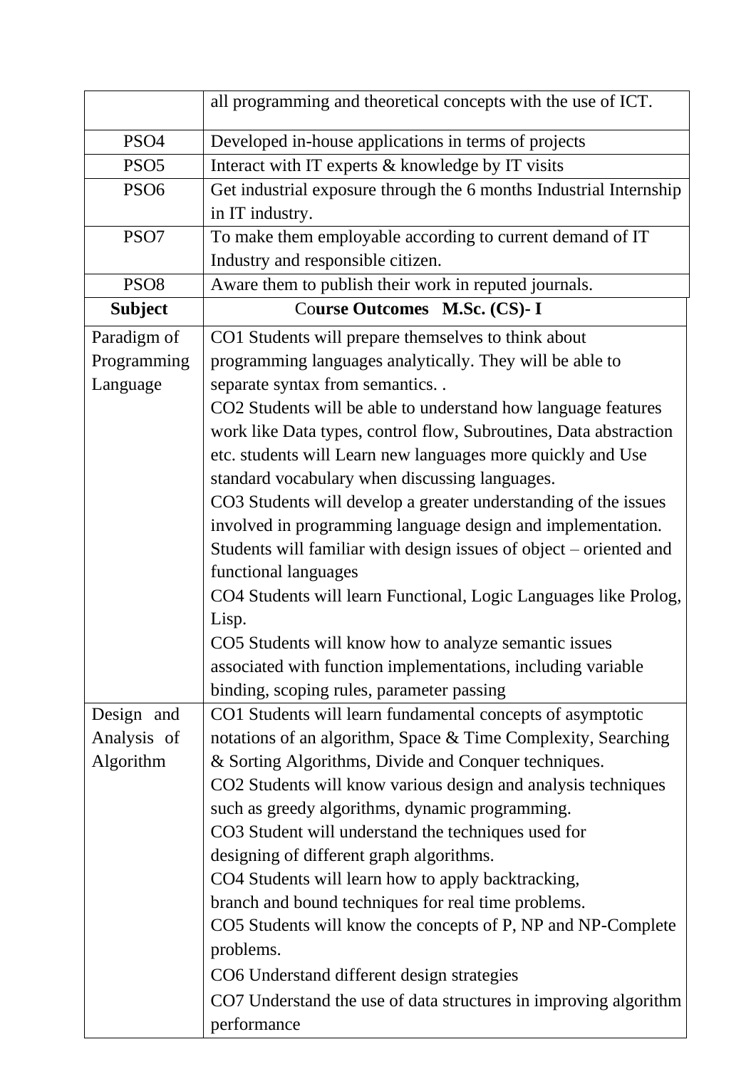| | |
|---|---|
| | all programming and theoretical concepts with the use of ICT. |
| PSO4 | Developed in-house applications in terms of projects |
| PSO5 | Interact with IT experts & knowledge by IT visits |
| PSO6 | Get industrial exposure through the 6 months Industrial Internship in IT industry. |
| PSO7 | To make them employable according to current demand of IT Industry and responsible citizen. |
| PSO8 | Aware them to publish their work in reputed journals. |

| **Subject** | **Course Outcomes M.Sc. (CS)- I** |
|---|---|
| Paradigm of Programming Language | CO1 Students will prepare themselves to think about programming languages analytically. They will be able to separate syntax from semantics. .<br>CO2 Students will be able to understand how language features work like Data types, control flow, Subroutines, Data abstraction etc. students will Learn new languages more quickly and Use standard vocabulary when discussing languages.<br>CO3 Students will develop a greater understanding of the issues involved in programming language design and implementation. Students will familiar with design issues of object – oriented and functional languages<br>CO4 Students will learn Functional, Logic Languages like Prolog, Lisp.<br>CO5 Students will know how to analyze semantic issues associated with function implementations, including variable binding, scoping rules, parameter passing |
| Design and Analysis of Algorithm | CO1 Students will learn fundamental concepts of asymptotic notations of an algorithm, Space & Time Complexity, Searching & Sorting Algorithms, Divide and Conquer techniques.<br>CO2 Students will know various design and analysis techniques such as greedy algorithms, dynamic programming.<br>CO3 Student will understand the techniques used for designing of different graph algorithms.<br>CO4 Students will learn how to apply backtracking, branch and bound techniques for real time problems.<br>CO5 Students will know the concepts of P, NP and NP-Complete problems.<br>CO6 Understand different design strategies<br>CO7 Understand the use of data structures in improving algorithm performance |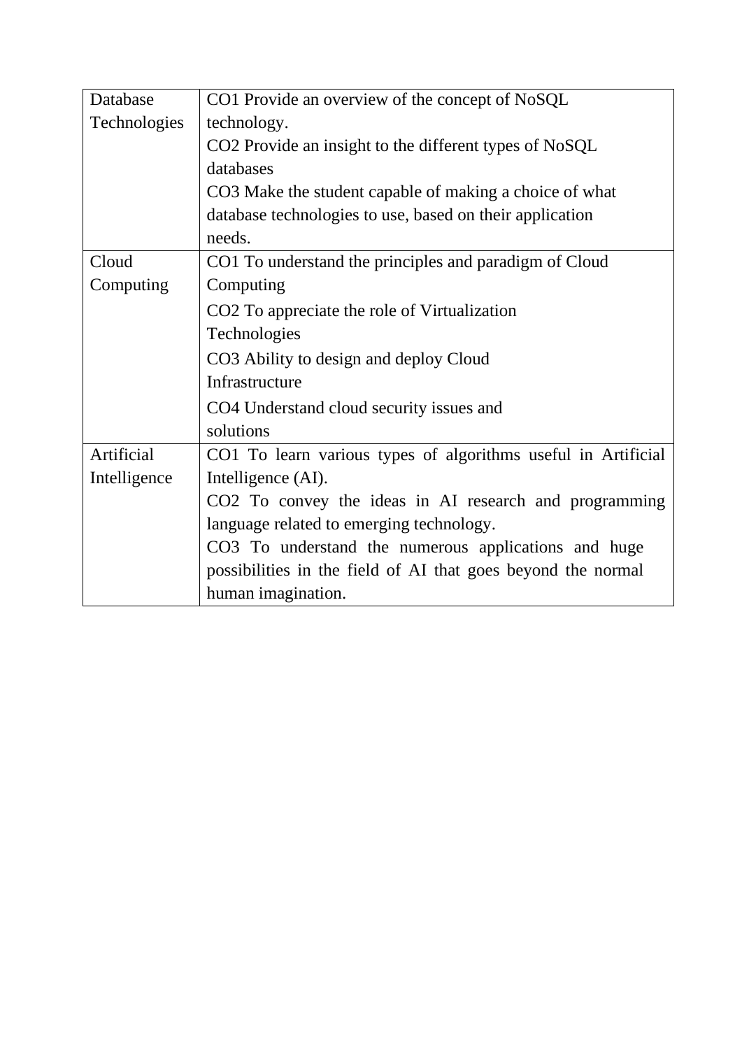| | |
|---|---|
| Database Technologies | CO1 Provide an overview of the concept of NoSQL technology.<br>CO2 Provide an insight to the different types of NoSQL databases<br>CO3 Make the student capable of making a choice of what database technologies to use, based on their application needs. |
| Cloud Computing | CO1 To understand the principles and paradigm of Cloud Computing<br>CO2 To appreciate the role of Virtualization Technologies<br>CO3 Ability to design and deploy Cloud Infrastructure<br>CO4 Understand cloud security issues and solutions |
| Artificial Intelligence | CO1 To learn various types of algorithms useful in Artificial Intelligence (AI).<br>CO2 To convey the ideas in AI research and programming language related to emerging technology.<br>CO3 To understand the numerous applications and huge possibilities in the field of AI that goes beyond the normal human imagination. |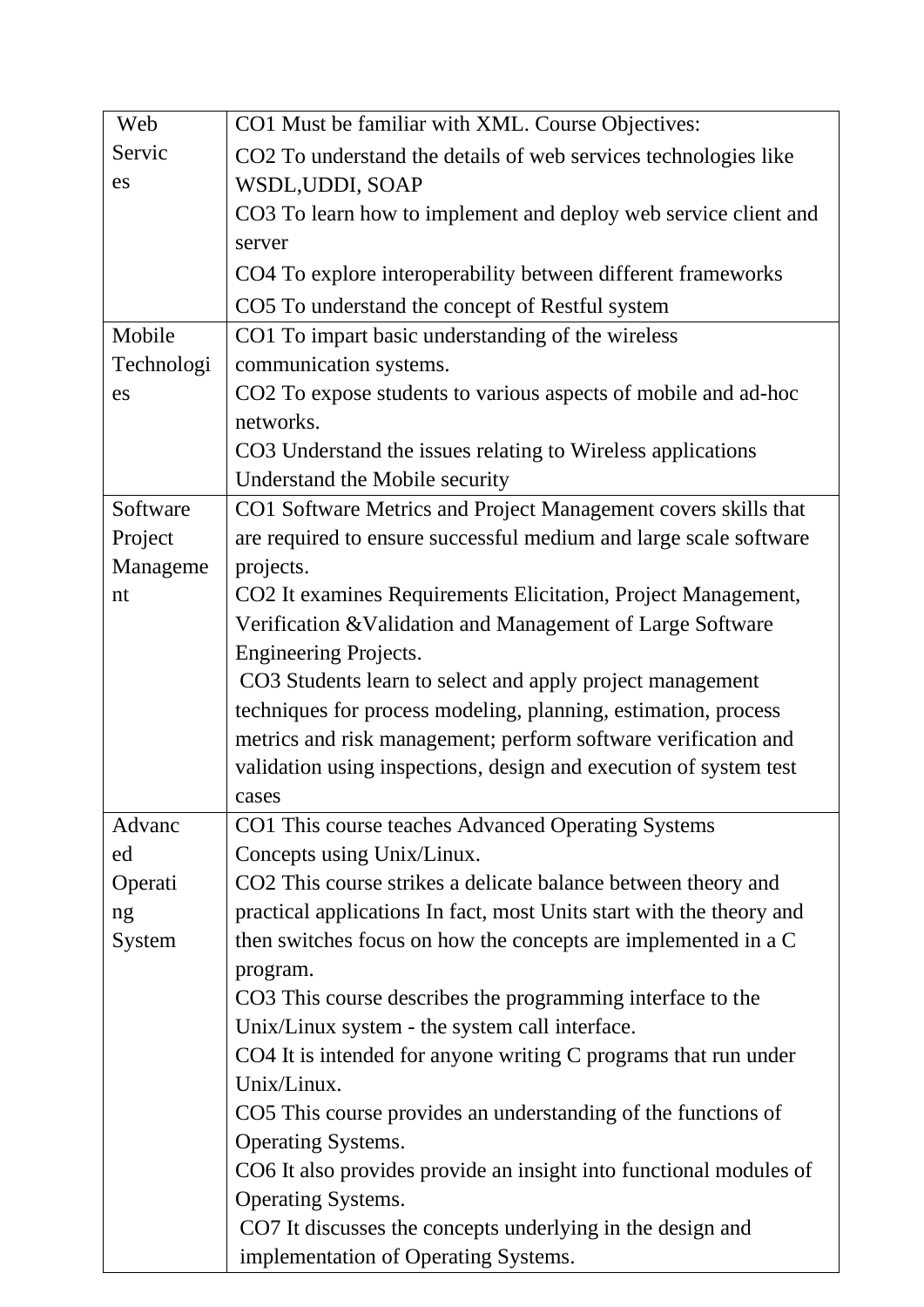| | |
|---|---|
| Web Services | CO1 Must be familiar with XML. Course Objectives:<br>CO2 To understand the details of web services technologies like WSDL,UDDI, SOAP<br>CO3 To learn how to implement and deploy web service client and server<br>CO4 To explore interoperability between different frameworks<br>CO5 To understand the concept of Restful system |
| Mobile Technologies | CO1 To impart basic understanding of the wireless communication systems.<br>CO2 To expose students to various aspects of mobile and ad-hoc networks.<br>CO3 Understand the issues relating to Wireless applications Understand the Mobile security |
| Software Project Management | CO1 Software Metrics and Project Management covers skills that are required to ensure successful medium and large scale software projects.<br>CO2 It examines Requirements Elicitation, Project Management, Verification &Validation and Management of Large Software Engineering Projects.<br>CO3 Students learn to select and apply project management techniques for process modeling, planning, estimation, process metrics and risk management; perform software verification and validation using inspections, design and execution of system test cases |
| Advanced Operating System | CO1 This course teaches Advanced Operating Systems Concepts using Unix/Linux.<br>CO2 This course strikes a delicate balance between theory and practical applications In fact, most Units start with the theory and then switches focus on how the concepts are implemented in a C program.<br>CO3 This course describes the programming interface to the Unix/Linux system - the system call interface.<br>CO4 It is intended for anyone writing C programs that run under Unix/Linux.<br>CO5 This course provides an understanding of the functions of Operating Systems.<br>CO6 It also provides provide an insight into functional modules of Operating Systems.<br>CO7 It discusses the concepts underlying in the design and implementation of Operating Systems. |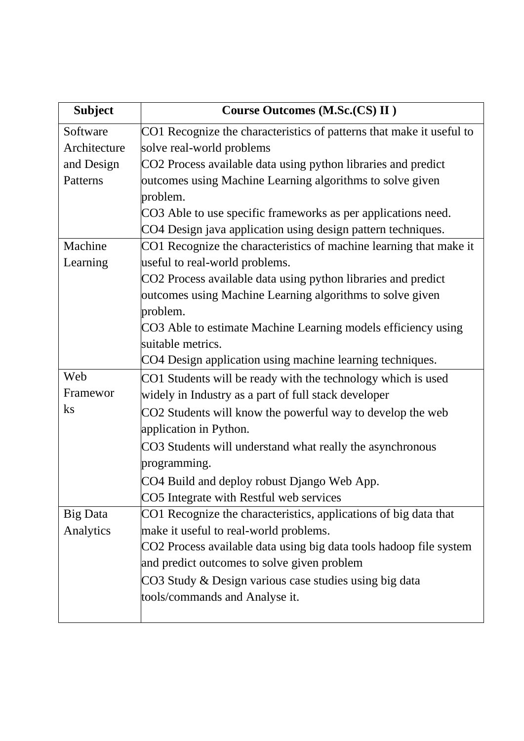| Subject | Course Outcomes (M.Sc.(CS) II ) |
|---|---|
| Software Architecture and Design Patterns | CO1 Recognize the characteristics of patterns that make it useful to solve real-world problems<br>CO2 Process available data using python libraries and predict outcomes using Machine Learning algorithms to solve given problem.<br>CO3 Able to use specific frameworks as per applications need.<br>CO4 Design java application using design pattern techniques. |
| Machine Learning | CO1 Recognize the characteristics of machine learning that make it useful to real-world problems.<br>CO2 Process available data using python libraries and predict outcomes using Machine Learning algorithms to solve given problem.<br>CO3 Able to estimate Machine Learning models efficiency using suitable metrics.<br>CO4 Design application using machine learning techniques. |
| Web Frameworks | CO1 Students will be ready with the technology which is used widely in Industry as a part of full stack developer<br>CO2 Students will know the powerful way to develop the web application in Python.<br>CO3 Students will understand what really the asynchronous programming.<br>CO4 Build and deploy robust Django Web App.<br>CO5 Integrate with Restful web services |
| Big Data Analytics | CO1 Recognize the characteristics, applications of big data that make it useful to real-world problems.<br>CO2 Process available data using big data tools hadoop file system and predict outcomes to solve given problem<br>CO3 Study & Design various case studies using big data tools/commands and Analyse it. |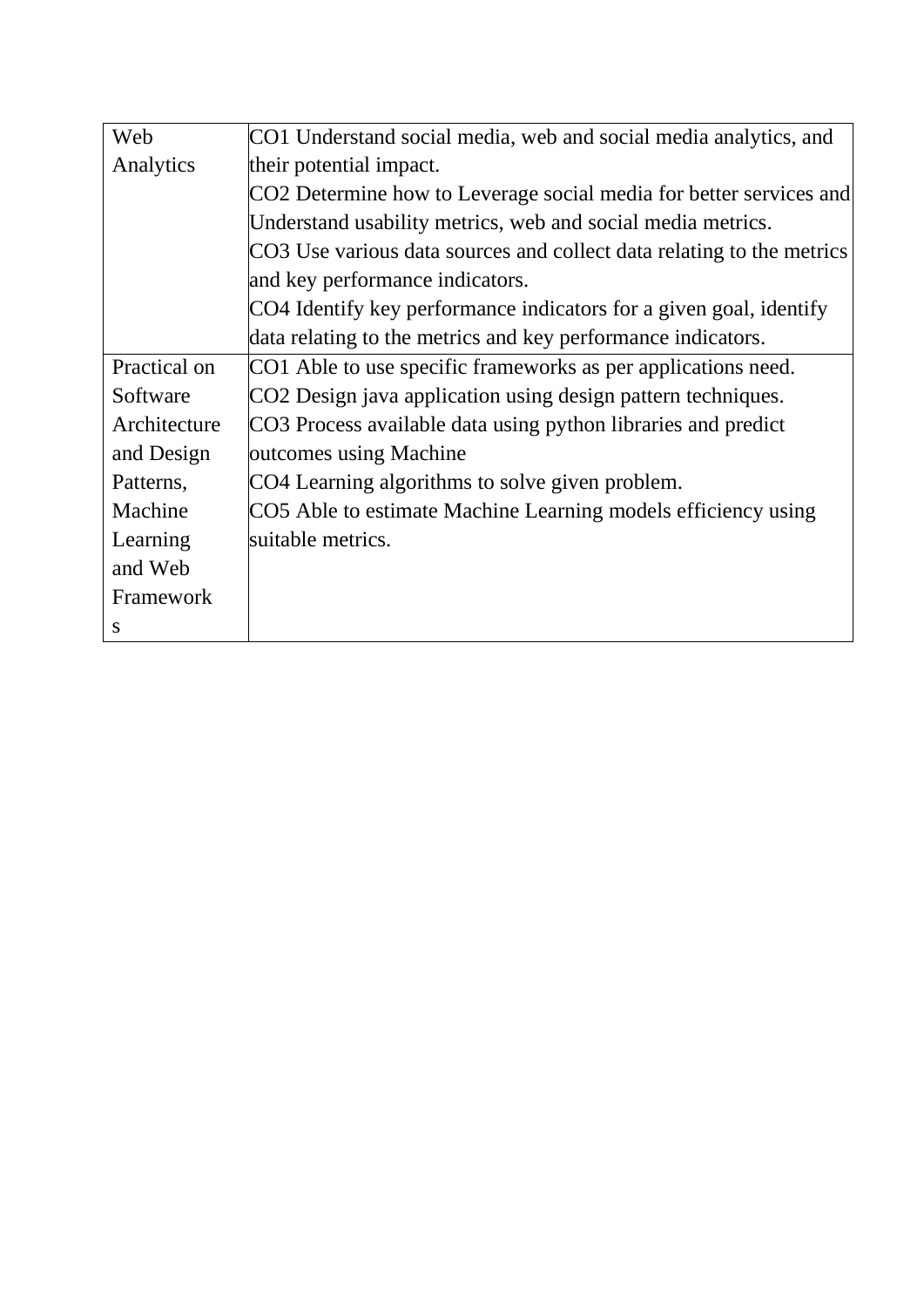| | |
|---|---|
| Web Analytics | CO1 Understand social media, web and social media analytics, and their potential impact.<br>CO2 Determine how to Leverage social media for better services and Understand usability metrics, web and social media metrics.<br>CO3 Use various data sources and collect data relating to the metrics and key performance indicators.<br>CO4 Identify key performance indicators for a given goal, identify data relating to the metrics and key performance indicators. |
| Practical on Software Architecture and Design Patterns, Machine Learning and Web Frameworks | CO1 Able to use specific frameworks as per applications need.<br>CO2 Design java application using design pattern techniques.<br>CO3 Process available data using python libraries and predict outcomes using Machine<br>CO4 Learning algorithms to solve given problem.<br>CO5 Able to estimate Machine Learning models efficiency using suitable metrics. |